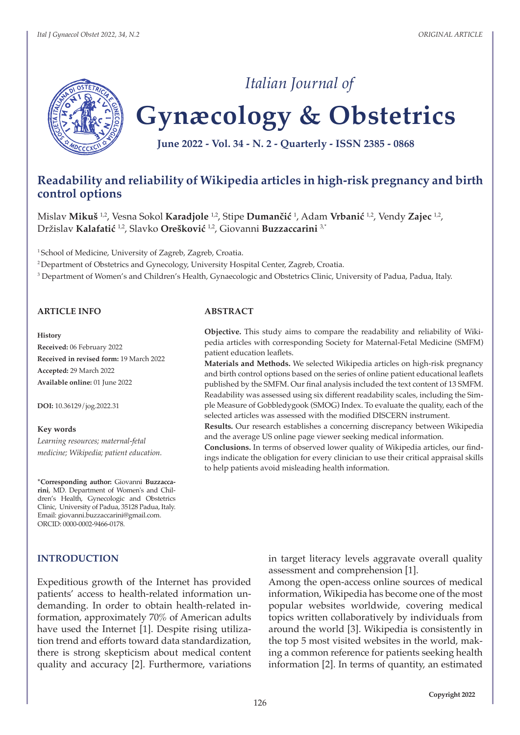# Readability and reliability of Wikipedia articles in high-risk pregnancy and birth control options

Mislav **Mikuš** [1,2], Vesna Sokol **Karadjole** [1,2], Stipe **Dumančić** [1], Adam **Vrbanić** [1,2], Vendy **Zajec** [1,2], Državislav **Kalafatić** [1,2], Slavko **Orešković** [1,2], Giovanni **Buzzaccarini** [3,*]

[1] School of Medicine, University of Zagreb, Zagreb, Croatia.

[2] Department of Obstetrics and Gynecology, University Hospital Center, Zagreb, Croatia.

[3] Department of Women's and Children's Health, Gynaecologic and Obstetrics Clinic, University of Padua, Padua, Italy.

## ARTICLE INFO

**History**

**Received:** 06 February 2022

**Received in revised form:** 19 March 2022

**Accepted:** 29 March 2022

**Available online:** 01 June 2022

**DOI:** 10.36129/jog.2022.31

**Key words**

*Learning resources; maternal-fetal medicine; Wikipedia; patient education.*

*__Corresponding author:__ Giovanni **Buzzaccarini**, MD. Department of Women's and Children's Health, Gynecologic and Obstetrics Clinic, University of Padua, 35128 Padua, Italy. Email: giovanni.buzzaccarini@gmail.com. ORCID: 0000-0002-9466-0178.

## ABSTRACT

**Objective.** This study aims to compare the readability and reliability of Wikipedia articles with corresponding Society for Maternal-Fetal Medicine (SMFM) patient education leaflets.

**Materials and Methods.** We selected Wikipedia articles on high-risk pregnancy and birth control options based on the series of online patient educational leaflets published by the SMFM. Our final analysis included the text content of 13 SMFM. Readability was assessed using six different readability scales, including the Simple Measure of Gobbledygook (SMOG) Index. To evaluate the quality, each of the selected articles was assessed with the modified DISCERN instrument.

**Results.** Our research establishes a concerning discrepancy between Wikipedia and the average US online page viewer seeking medical information.

**Conclusions.** In terms of observed lower quality of Wikipedia articles, our findings indicate the obligation for every clinician to use their critical appraisal skills to help patients avoid misleading health information.

## INTRODUCTION

Expeditious growth of the Internet has provided patients' access to health-related information undemanding. In order to obtain health-related information, approximately 70% of American adults have used the Internet [1]. Despite rising utilization trend and efforts toward data standardization, there is strong skepticism about medical content quality and accuracy [2]. Furthermore, variations in target literacy levels aggravate overall quality assessment and comprehension [1].

Among the open-access online sources of medical information, Wikipedia has become one of the most popular websites worldwide, covering medical topics written collaboratively by individuals from around the world [3]. Wikipedia is consistently in the top 5 most visited websites in the world, making a common reference for patients seeking health information [2]. In terms of quantity, an estimated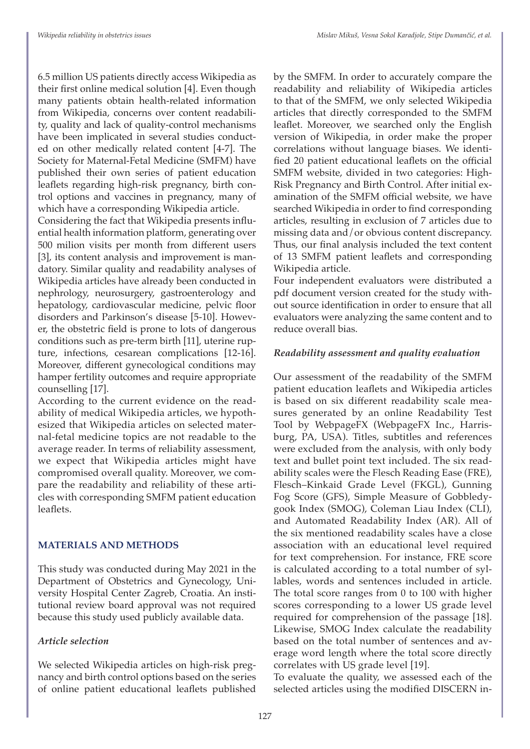6.5 million US patients directly access Wikipedia as their first online medical solution [4]. Even though many patients obtain health-related information from Wikipedia, concerns over content readability, quality and lack of quality-control mechanisms have been implicated in several studies conducted on other medically related content [4-7]. The Society for Maternal-Fetal Medicine (SMFM) have published their own series of patient education leaflets regarding high-risk pregnancy, birth control options and vaccines in pregnancy, many of which have a corresponding Wikipedia article.

Considering the fact that Wikipedia presents influential health information platform, generating over 500 milion visits per month from different users [3], its content analysis and improvement is mandatory. Similar quality and readability analyses of Wikipedia articles have already been conducted in nephrology, neurosurgery, gastroenterology and hepatology, cardiovascular medicine, pelvic floor disorders and Parkinson's disease [5-10]. However, the obstetric field is prone to lots of dangerous conditions such as pre-term birth [11], uterine rupture, infections, cesarean complications [12-16]. Moreover, different gynecological conditions may hamper fertility outcomes and require appropriate counselling [17].

According to the current evidence on the readability of medical Wikipedia articles, we hypothesized that Wikipedia articles on selected maternal-fetal medicine topics are not readable to the average reader. In terms of reliability assessment, we expect that Wikipedia articles might have compromised overall quality. Moreover, we compare the readability and reliability of these articles with corresponding SMFM patient education leaflets.

## MATERIALS AND METHODS

This study was conducted during May 2021 in the Department of Obstetrics and Gynecology, University Hospital Center Zagreb, Croatia. An institutional review board approval was not required because this study used publicly available data.

### *Article selection*

We selected Wikipedia articles on high-risk pregnancy and birth control options based on the series of online patient educational leaflets published by the SMFM. In order to accurately compare the readability and reliability of Wikipedia articles to that of the SMFM, we only selected Wikipedia articles that directly corresponded to the SMFM leaflet. Moreover, we searched only the English version of Wikipedia, in order make the proper correlations without language biases. We identified 20 patient educational leaflets on the official SMFM website, divided in two categories: High-Risk Pregnancy and Birth Control. After initial examination of the SMFM official website, we have searched Wikipedia in order to find corresponding articles, resulting in exclusion of 7 articles due to missing data and/or obvious content discrepancy. Thus, our final analysis included the text content of 13 SMFM patient leaflets and corresponding Wikipedia article.

Four independent evaluators were distributed a pdf document version created for the study without source identification in order to ensure that all evaluators were analyzing the same content and to reduce overall bias.

### *Readability assessment and quality evaluation*

Our assessment of the readability of the SMFM patient education leaflets and Wikipedia articles is based on six different readability scale measures generated by an online Readability Test Tool by WebpageFX (WebpageFX Inc., Harrisburg, PA, USA). Titles, subtitles and references were excluded from the analysis, with only body text and bullet point text included. The six readability scales were the Flesch Reading Ease (FRE), Flesch–Kinkaid Grade Level (FKGL), Gunning Fog Score (GFS), Simple Measure of Gobbledygook Index (SMOG), Coleman Liau Index (CLI), and Automated Readability Index (AR). All of the six mentioned readability scales have a close association with an educational level required for text comprehension. For instance, FRE score is calculated according to a total number of syllables, words and sentences included in article. The total score ranges from 0 to 100 with higher scores corresponding to a lower US grade level required for comprehension of the passage [18]. Likewise, SMOG Index calculate the readability based on the total number of sentences and average word length where the total score directly correlates with US grade level [19].

To evaluate the quality, we assessed each of the selected articles using the modified DISCERN in-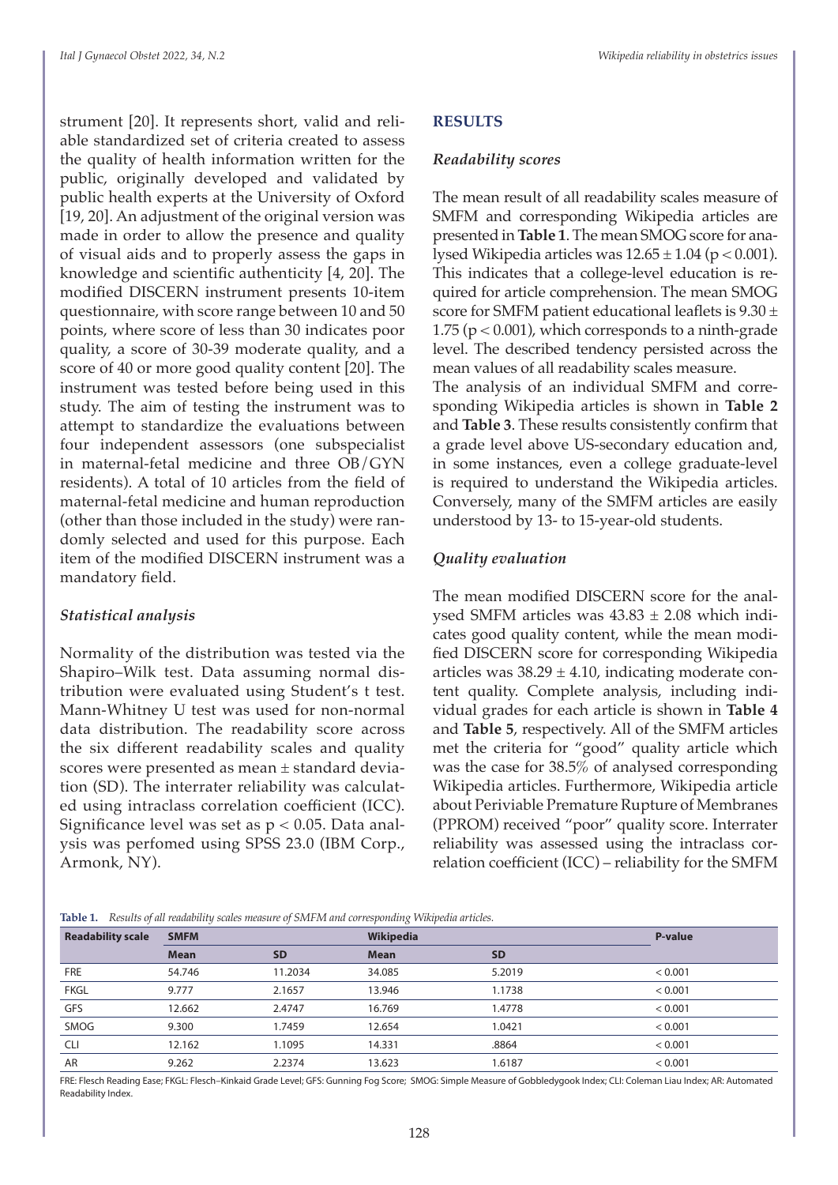strument [20]. It represents short, valid and reliable standardized set of criteria created to assess the quality of health information written for the public, originally developed and validated by public health experts at the University of Oxford [19, 20]. An adjustment of the original version was made in order to allow the presence and quality of visual aids and to properly assess the gaps in knowledge and scientific authenticity [4, 20]. The modified DISCERN instrument presents 10-item questionnaire, with score range between 10 and 50 points, where score of less than 30 indicates poor quality, a score of 30-39 moderate quality, and a score of 40 or more good quality content [20]. The instrument was tested before being used in this study. The aim of testing the instrument was to attempt to standardize the evaluations between four independent assessors (one subspecialist in maternal-fetal medicine and three OB/GYN residents). A total of 10 articles from the field of maternal-fetal medicine and human reproduction (other than those included in the study) were randomly selected and used for this purpose. Each item of the modified DISCERN instrument was a mandatory field.

### *Statistical analysis*

Normality of the distribution was tested via the Shapiro–Wilk test. Data assuming normal distribution were evaluated using Student's t test. Mann-Whitney U test was used for non-normal data distribution. The readability score across the six different readability scales and quality scores were presented as mean ± standard deviation (SD). The interrater reliability was calculated using intraclass correlation coefficient (ICC). Significance level was set as $p < 0.05$. Data analysis was perfomed using SPSS 23.0 (IBM Corp., Armonk, NY).

## RESULTS

### *Readability scores*

The mean result of all readability scales measure of SMFM and corresponding Wikipedia articles are presented in **Table 1**. The mean SMOG score for analysed Wikipedia articles was $12.65 \pm 1.04$ ($p < 0.001$). This indicates that a college-level education is required for article comprehension. The mean SMOG score for SMFM patient educational leaflets is $9.30 \pm 1.75$ ($p < 0.001$), which corresponds to a ninth-grade level. The described tendency persisted across the mean values of all readability scales measure.

The analysis of an individual SMFM and corresponding Wikipedia articles is shown in **Table 2** and **Table 3**. These results consistently confirm that a grade level above US-secondary education and, in some instances, even a college graduate-level is required to understand the Wikipedia articles. Conversely, many of the SMFM articles are easily understood by 13- to 15-year-old students.

### *Quality evaluation*

The mean modified DISCERN score for the analysed SMFM articles was $43.83 \pm 2.08$ which indicates good quality content, while the mean modified DISCERN score for corresponding Wikipedia articles was $38.29 \pm 4.10$, indicating moderate content quality. Complete analysis, including individual grades for each article is shown in **Table 4** and **Table 5**, respectively. All of the SMFM articles met the criteria for "good" quality article which was the case for 38.5% of analysed corresponding Wikipedia articles. Furthermore, Wikipedia article about Periviable Premature Rupture of Membranes (PPROM) received "poor" quality score. Interrater reliability was assessed using the intraclass correlation coefficient (ICC) – reliability for the SMFM

**Table 1.** *Results of all readability scales measure of SMFM and corresponding Wikipedia articles.*

| Readability scale | SMFM | | Wikipedia | | P-value |
|---|---|---|---|---|---|
| | Mean | SD | Mean | SD | |
| FRE | 54.746 | 11.2034 | 34.085 | 5.2019 | < 0.001 |
| FKGL | 9.777 | 2.1657 | 13.946 | 1.1738 | < 0.001 |
| GFS | 12.662 | 2.4747 | 16.769 | 1.4778 | < 0.001 |
| SMOG | 9.300 | 1.7459 | 12.654 | 1.0421 | < 0.001 |
| CLI | 12.162 | 1.1095 | 14.331 | .8864 | < 0.001 |
| AR | 9.262 | 2.2374 | 13.623 | 1.6187 | < 0.001 |

FRE: Flesch Reading Ease; FKGL: Flesch–Kinkaid Grade Level; GFS: Gunning Fog Score; SMOG: Simple Measure of Gobbledygook Index; CLI: Coleman Liau Index; AR: Automated Readability Index.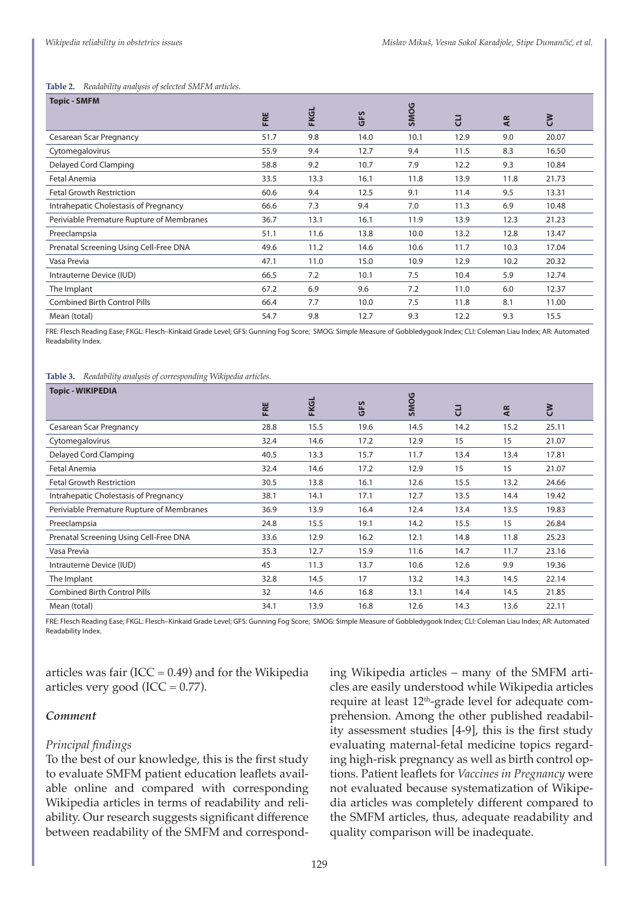**Table 2.** *Readability analysis of selected SMFM articles.*

| Topic - SMFM | FRE | FKGL | GFS | SMOG | CLI | AR | CW |
|---|---|---|---|---|---|---|---|
| Cesarean Scar Pregnancy | 51.7 | 9.8 | 14.0 | 10.1 | 12.9 | 9.0 | 20.07 |
| Cytomegalovirus | 55.9 | 9.4 | 12.7 | 9.4 | 11.5 | 8.3 | 16.50 |
| Delayed Cord Clamping | 58.8 | 9.2 | 10.7 | 7.9 | 12.2 | 9.3 | 10.84 |
| Fetal Anemia | 33.5 | 13.3 | 16.1 | 11.8 | 13.9 | 11.8 | 21.73 |
| Fetal Growth Restriction | 60.6 | 9.4 | 12.5 | 9.1 | 11.4 | 9.5 | 13.31 |
| Intrahepatic Cholestasis of Pregnancy | 66.6 | 7.3 | 9.4 | 7.0 | 11.3 | 6.9 | 10.48 |
| Periviable Premature Rupture of Membranes | 36.7 | 13.1 | 16.1 | 11.9 | 13.9 | 12.3 | 21.23 |
| Preeclampsia | 51.1 | 11.6 | 13.8 | 10.0 | 13.2 | 12.8 | 13.47 |
| Prenatal Screening Using Cell-Free DNA | 49.6 | 11.2 | 14.6 | 10.6 | 11.7 | 10.3 | 17.04 |
| Vasa Previa | 47.1 | 11.0 | 15.0 | 10.9 | 12.9 | 10.2 | 20.32 |
| Intrauterne Device (IUD) | 66.5 | 7.2 | 10.1 | 7.5 | 10.4 | 5.9 | 12.74 |
| The Implant | 67.2 | 6.9 | 9.6 | 7.2 | 11.0 | 6.0 | 12.37 |
| Combined Birth Control Pills | 66.4 | 7.7 | 10.0 | 7.5 | 11.8 | 8.1 | 11.00 |
| Mean (total) | 54.7 | 9.8 | 12.7 | 9.3 | 12.2 | 9.3 | 15.5 |

FRE: Flesch Reading Ease; FKGL: Flesch–Kinkaid Grade Level; GFS: Gunning Fog Score; SMOG: Simple Measure of Gobbledygook Index; CLI: Coleman Liau Index; AR: Automated Readability Index.

**Table 3.** *Readability analysis of corresponding Wikipedia articles.*

| Topic - WIKIPEDIA | FRE | FKGL | GFS | SMOG | CLI | AR | CW |
|---|---|---|---|---|---|---|---|
| Cesarean Scar Pregnancy | 28.8 | 15.5 | 19.6 | 14.5 | 14.2 | 15.2 | 25.11 |
| Cytomegalovirus | 32.4 | 14.6 | 17.2 | 12.9 | 15 | 15 | 21.07 |
| Delayed Cord Clamping | 40.5 | 13.3 | 15.7 | 11.7 | 13.4 | 13.4 | 17.81 |
| Fetal Anemia | 32.4 | 14.6 | 17.2 | 12.9 | 15 | 15 | 21.07 |
| Fetal Growth Restriction | 30.5 | 13.8 | 16.1 | 12.6 | 15.5 | 13.2 | 24.66 |
| Intrahepatic Cholestasis of Pregnancy | 38.1 | 14.1 | 17.1 | 12.7 | 13.5 | 14.4 | 19.42 |
| Periviable Premature Rupture of Membranes | 36.9 | 13.9 | 16.4 | 12.4 | 13.4 | 13.5 | 19.83 |
| Preeclampsia | 24.8 | 15.5 | 19.1 | 14.2 | 15.5 | 15 | 26.84 |
| Prenatal Screening Using Cell-Free DNA | 33.6 | 12.9 | 16.2 | 12.1 | 14.8 | 11.8 | 25.23 |
| Vasa Previa | 35.3 | 12.7 | 15.9 | 11.6 | 14.7 | 11.7 | 23.16 |
| Intrauterne Device (IUD) | 45 | 11.3 | 13.7 | 10.6 | 12.6 | 9.9 | 19.36 |
| The Implant | 32.8 | 14.5 | 17 | 13.2 | 14.3 | 14.5 | 22.14 |
| Combined Birth Control Pills | 32 | 14.6 | 16.8 | 13.1 | 14.4 | 14.5 | 21.85 |
| Mean (total) | 34.1 | 13.9 | 16.8 | 12.6 | 14.3 | 13.6 | 22.11 |

FRE: Flesch Reading Ease; FKGL: Flesch–Kinkaid Grade Level; GFS: Gunning Fog Score; SMOG: Simple Measure of Gobbledygook Index; CLI: Coleman Liau Index; AR: Automated Readability Index.

articles was fair (ICC = 0.49) and for the Wikipedia articles very good (ICC = 0.77).

### *Comment*

#### *Principal findings*

To the best of our knowledge, this is the first study to evaluate SMFM patient education leaflets available online and compared with corresponding Wikipedia articles in terms of readability and reliability. Our research suggests significant difference between readability of the SMFM and corresponding Wikipedia articles – many of the SMFM articles are easily understood while Wikipedia articles require at least 12th-grade level for adequate comprehension. Among the other published readability assessment studies [4-9], this is the first study evaluating maternal-fetal medicine topics regarding high-risk pregnancy as well as birth control options. Patient leaflets for *Vaccines in Pregnancy* were not evaluated because systematization of Wikipedia articles was completely different compared to the SMFM articles, thus, adequate readability and quality comparison will be inadequate.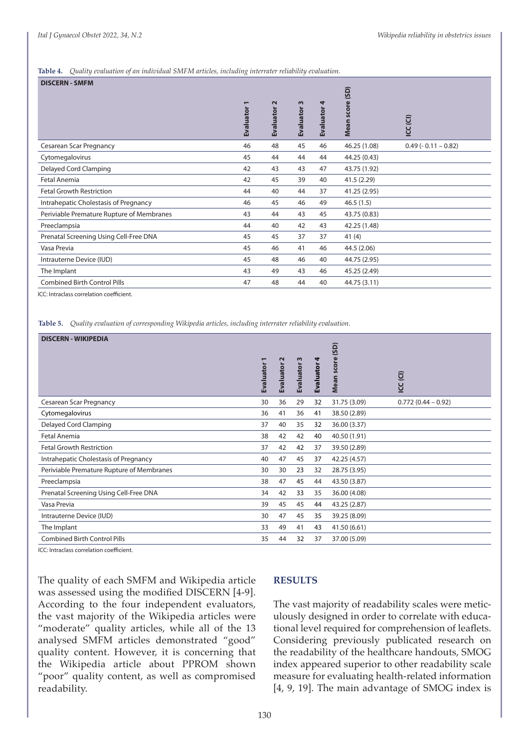**Table 4.** *Quality evaluation of an individual SMFM articles, including interrater reliability evaluation.*

| DISCERN - SMFM | Evaluator 1 | Evaluator 2 | Evaluator 3 | Evaluator 4 | Mean score (SD) | ICC (CI) |
|---|---|---|---|---|---|---|
| Cesarean Scar Pregnancy | 46 | 48 | 45 | 46 | 46.25 (1.08) | 0.49 (- 0.11 – 0.82) |
| Cytomegalovirus | 45 | 44 | 44 | 44 | 44.25 (0.43) | |
| Delayed Cord Clamping | 42 | 43 | 43 | 47 | 43.75 (1.92) | |
| Fetal Anemia | 42 | 45 | 39 | 40 | 41.5 (2.29) | |
| Fetal Growth Restriction | 44 | 40 | 44 | 37 | 41.25 (2.95) | |
| Intrahepatic Cholestasis of Pregnancy | 46 | 45 | 46 | 49 | 46.5 (1.5) | |
| Periviable Premature Rupture of Membranes | 43 | 44 | 43 | 45 | 43.75 (0.83) | |
| Preeclampsia | 44 | 40 | 42 | 43 | 42.25 (1.48) | |
| Prenatal Screening Using Cell-Free DNA | 45 | 45 | 37 | 37 | 41 (4) | |
| Vasa Previa | 45 | 46 | 41 | 46 | 44.5 (2.06) | |
| Intrauterne Device (IUD) | 45 | 48 | 46 | 40 | 44.75 (2.95) | |
| The Implant | 43 | 49 | 43 | 46 | 45.25 (2.49) | |
| Combined Birth Control Pills | 47 | 48 | 44 | 40 | 44.75 (3.11) | |

ICC: Intraclass correlation coefficient.

**Table 5.** *Quality evaluation of corresponding Wikipedia articles, including interrater reliability evaluation.*

| DISCERN - WIKIPEDIA | Evaluator 1 | Evaluator 2 | Evaluator 3 | Evaluator 4 | Mean score (SD) | ICC (CI) |
|---|---|---|---|---|---|---|
| Cesarean Scar Pregnancy | 30 | 36 | 29 | 32 | 31.75 (3.09) | 0.772 (0.44 – 0.92) |
| Cytomegalovirus | 36 | 41 | 36 | 41 | 38.50 (2.89) | |
| Delayed Cord Clamping | 37 | 40 | 35 | 32 | 36.00 (3.37) | |
| Fetal Anemia | 38 | 42 | 42 | 40 | 40.50 (1.91) | |
| Fetal Growth Restriction | 37 | 42 | 42 | 37 | 39.50 (2.89) | |
| Intrahepatic Cholestasis of Pregnancy | 40 | 47 | 45 | 37 | 42.25 (4.57) | |
| Periviable Premature Rupture of Membranes | 30 | 30 | 23 | 32 | 28.75 (3.95) | |
| Preeclampsia | 38 | 47 | 45 | 44 | 43.50 (3.87) | |
| Prenatal Screening Using Cell-Free DNA | 34 | 42 | 33 | 35 | 36.00 (4.08) | |
| Vasa Previa | 39 | 45 | 45 | 44 | 43.25 (2.87) | |
| Intrauterne Device (IUD) | 30 | 47 | 45 | 35 | 39.25 (8.09) | |
| The Implant | 33 | 49 | 41 | 43 | 41.50 (6.61) | |
| Combined Birth Control Pills | 35 | 44 | 32 | 37 | 37.00 (5.09) | |

ICC: Intraclass correlation coefficient.

The quality of each SMFM and Wikipedia article was assessed using the modified DISCERN [4-9]. According to the four independent evaluators, the vast majority of the Wikipedia articles were "moderate" quality articles, while all of the 13 analysed SMFM articles demonstrated "good" quality content. However, it is concerning that the Wikipedia article about PPROM shown "poor" quality content, as well as compromised readability.

## RESULTS

The vast majority of readability scales were meticulously designed in order to correlate with educational level required for comprehension of leaflets. Considering previously publicated research on the readability of the healthcare handouts, SMOG index appeared superior to other readability scale measure for evaluating health-related information [4, 9, 19]. The main advantage of SMOG index is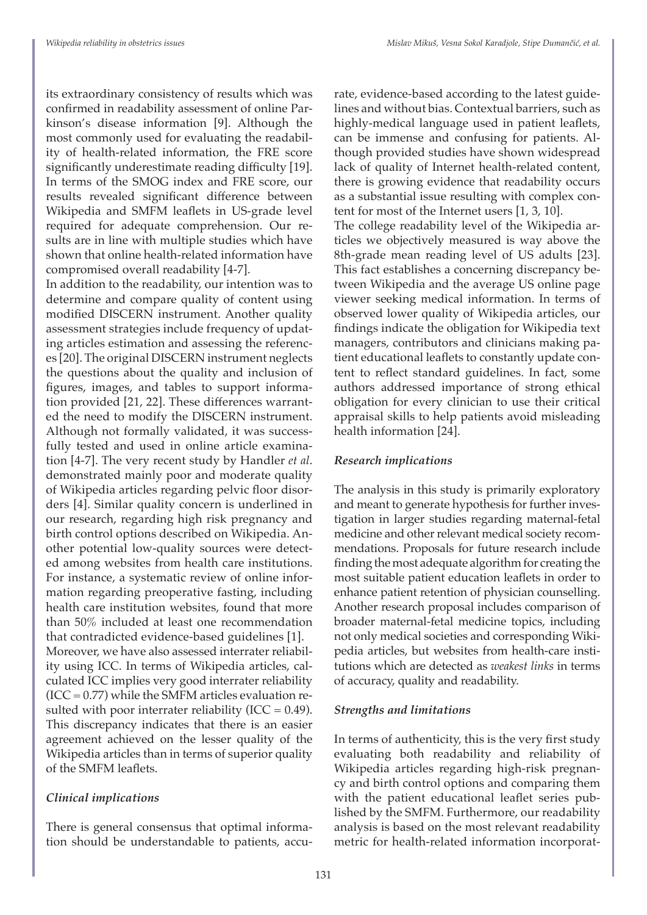its extraordinary consistency of results which was confirmed in readability assessment of online Parkinson's disease information [9]. Although the most commonly used for evaluating the readability of health-related information, the FRE score significantly underestimate reading difficulty [19]. In terms of the SMOG index and FRE score, our results revealed significant difference between Wikipedia and SMFM leaflets in US-grade level required for adequate comprehension. Our results are in line with multiple studies which have shown that online health-related information have compromised overall readability [4-7].

In addition to the readability, our intention was to determine and compare quality of content using modified DISCERN instrument. Another quality assessment strategies include frequency of updating articles estimation and assessing the references [20]. The original DISCERN instrument neglects the questions about the quality and inclusion of figures, images, and tables to support information provided [21, 22]. These differences warranted the need to modify the DISCERN instrument. Although not formally validated, it was successfully tested and used in online article examination [4-7]. The very recent study by Handler *et al*. demonstrated mainly poor and moderate quality of Wikipedia articles regarding pelvic floor disorders [4]. Similar quality concern is underlined in our research, regarding high risk pregnancy and birth control options described on Wikipedia. Another potential low-quality sources were detected among websites from health care institutions. For instance, a systematic review of online information regarding preoperative fasting, including health care institution websites, found that more than 50% included at least one recommendation that contradicted evidence-based guidelines [1].

Moreover, we have also assessed interrater reliability using ICC. In terms of Wikipedia articles, calculated ICC implies very good interrater reliability (ICC = 0.77) while the SMFM articles evaluation resulted with poor interrater reliability (ICC = 0.49). This discrepancy indicates that there is an easier agreement achieved on the lesser quality of the Wikipedia articles than in terms of superior quality of the SMFM leaflets.

### *Clinical implications*

There is general consensus that optimal information should be understandable to patients, accurate, evidence-based according to the latest guidelines and without bias. Contextual barriers, such as highly-medical language used in patient leaflets, can be immense and confusing for patients. Although provided studies have shown widespread lack of quality of Internet health-related content, there is growing evidence that readability occurs as a substantial issue resulting with complex content for most of the Internet users [1, 3, 10].

The college readability level of the Wikipedia articles we objectively measured is way above the 8th-grade mean reading level of US adults [23]. This fact establishes a concerning discrepancy between Wikipedia and the average US online page viewer seeking medical information. In terms of observed lower quality of Wikipedia articles, our findings indicate the obligation for Wikipedia text managers, contributors and clinicians making patient educational leaflets to constantly update content to reflect standard guidelines. In fact, some authors addressed importance of strong ethical obligation for every clinician to use their critical appraisal skills to help patients avoid misleading health information [24].

### *Research implications*

The analysis in this study is primarily exploratory and meant to generate hypothesis for further investigation in larger studies regarding maternal-fetal medicine and other relevant medical society recommendations. Proposals for future research include finding the most adequate algorithm for creating the most suitable patient education leaflets in order to enhance patient retention of physician counselling. Another research proposal includes comparison of broader maternal-fetal medicine topics, including not only medical societies and corresponding Wikipedia articles, but websites from health-care institutions which are detected as *weakest links* in terms of accuracy, quality and readability.

### *Strengths and limitations*

In terms of authenticity, this is the very first study evaluating both readability and reliability of Wikipedia articles regarding high-risk pregnancy and birth control options and comparing them with the patient educational leaflet series published by the SMFM. Furthermore, our readability analysis is based on the most relevant readability metric for health-related information incorporat-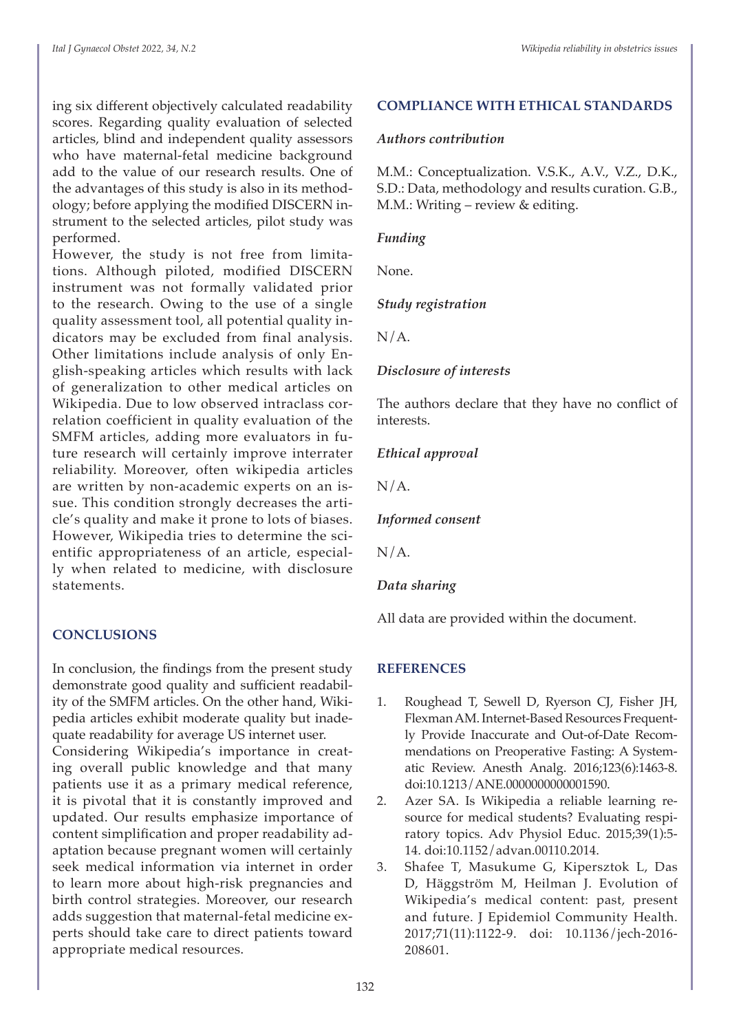ing six different objectively calculated readability scores. Regarding quality evaluation of selected articles, blind and independent quality assessors who have maternal-fetal medicine background add to the value of our research results. One of the advantages of this study is also in its methodology; before applying the modified DISCERN instrument to the selected articles, pilot study was performed.

However, the study is not free from limitations. Although piloted, modified DISCERN instrument was not formally validated prior to the research. Owing to the use of a single quality assessment tool, all potential quality indicators may be excluded from final analysis. Other limitations include analysis of only English-speaking articles which results with lack of generalization to other medical articles on Wikipedia. Due to low observed intraclass correlation coefficient in quality evaluation of the SMFM articles, adding more evaluators in future research will certainly improve interrater reliability. Moreover, often wikipedia articles are written by non-academic experts on an issue. This condition strongly decreases the article's quality and make it prone to lots of biases. However, Wikipedia tries to determine the scientific appropriateness of an article, especially when related to medicine, with disclosure statements.

## CONCLUSIONS

In conclusion, the findings from the present study demonstrate good quality and sufficient readability of the SMFM articles. On the other hand, Wikipedia articles exhibit moderate quality but inadequate readability for average US internet user.

Considering Wikipedia's importance in creating overall public knowledge and that many patients use it as a primary medical reference, it is pivotal that it is constantly improved and updated. Our results emphasize importance of content simplification and proper readability adaptation because pregnant women will certainly seek medical information via internet in order to learn more about high-risk pregnancies and birth control strategies. Moreover, our research adds suggestion that maternal-fetal medicine experts should take care to direct patients toward appropriate medical resources.

## COMPLIANCE WITH ETHICAL STANDARDS

### *Authors contribution*

M.M.: Conceptualization. V.S.K., A.V., V.Z., D.K., S.D.: Data, methodology and results curation. G.B., M.M.: Writing – review & editing.

### *Funding*

None.

### *Study registration*

N/A.

### *Disclosure of interests*

The authors declare that they have no conflict of interests.

### *Ethical approval*

N/A.

### *Informed consent*

N/A.

### *Data sharing*

All data are provided within the document.

## REFERENCES

1. Roughead T, Sewell D, Ryerson CJ, Fisher JH, Flexman AM. Internet-Based Resources Frequently Provide Inaccurate and Out-of-Date Recommendations on Preoperative Fasting: A Systematic Review. Anesth Analg. 2016;123(6):1463-8. doi:10.1213/ANE.0000000000001590.
2. Azer SA. Is Wikipedia a reliable learning resource for medical students? Evaluating respiratory topics. Adv Physiol Educ. 2015;39(1):5-14. doi:10.1152/advan.00110.2014.
3. Shafee T, Masukume G, Kipersztok L, Das D, Häggström M, Heilman J. Evolution of Wikipedia's medical content: past, present and future. J Epidemiol Community Health. 2017;71(11):1122-9. doi: 10.1136/jech-2016-208601.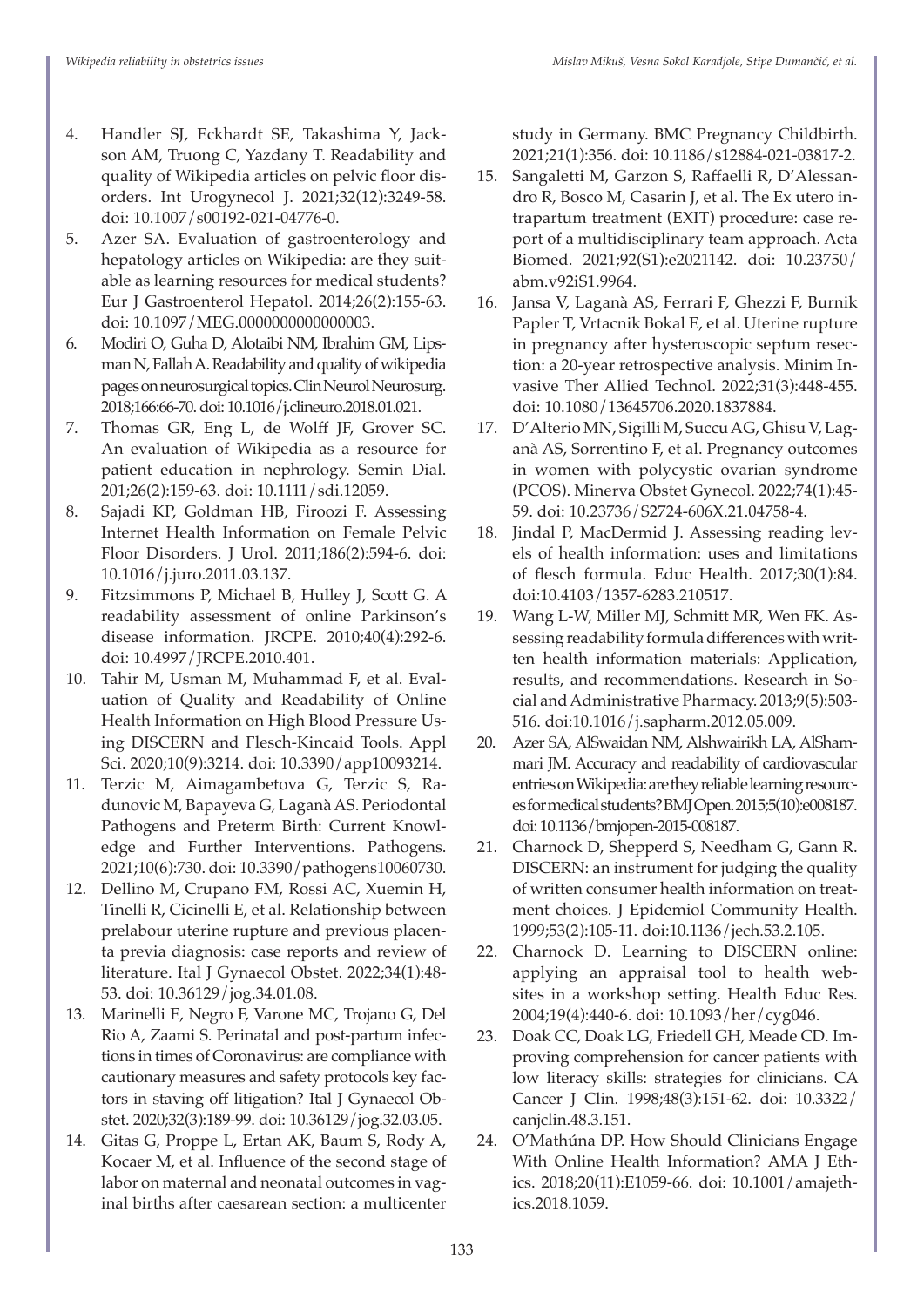4. Handler SJ, Eckhardt SE, Takashima Y, Jackson AM, Truong C, Yazdany T. Readability and quality of Wikipedia articles on pelvic floor disorders. Int Urogynecol J. 2021;32(12):3249-58. doi: 10.1007/s00192-021-04776-0.
5. Azer SA. Evaluation of gastroenterology and hepatology articles on Wikipedia: are they suitable as learning resources for medical students? Eur J Gastroenterol Hepatol. 2014;26(2):155-63. doi: 10.1097/MEG.0000000000000003.
6. Modiri O, Guha D, Alotaibi NM, Ibrahim GM, Lipsman N, Fallah A. Readability and quality of wikipedia pages on neurosurgical topics. Clin Neurol Neurosurg. 2018;166:66-70. doi: 10.1016/j.clineuro.2018.01.021.
7. Thomas GR, Eng L, de Wolff JF, Grover SC. An evaluation of Wikipedia as a resource for patient education in nephrology. Semin Dial. 201;26(2):159-63. doi: 10.1111/sdi.12059.
8. Sajadi KP, Goldman HB, Firoozi F. Assessing Internet Health Information on Female Pelvic Floor Disorders. J Urol. 2011;186(2):594-6. doi: 10.1016/j.juro.2011.03.137.
9. Fitzsimmons P, Michael B, Hulley J, Scott G. A readability assessment of online Parkinson's disease information. JRCPE. 2010;40(4):292-6. doi: 10.4997/JRCPE.2010.401.
10. Tahir M, Usman M, Muhammad F, et al. Evaluation of Quality and Readability of Online Health Information on High Blood Pressure Using DISCERN and Flesch-Kincaid Tools. Appl Sci. 2020;10(9):3214. doi: 10.3390/app10093214.
11. Terzic M, Aimagambetova G, Terzic S, Radunovic M, Bapayeva G, Laganà AS. Periodontal Pathogens and Preterm Birth: Current Knowledge and Further Interventions. Pathogens. 2021;10(6):730. doi: 10.3390/pathogens10060730.
12. Dellino M, Crupano FM, Rossi AC, Xuemin H, Tinelli R, Cicinelli E, et al. Relationship between prelabour uterine rupture and previous placenta previa diagnosis: case reports and review of literature. Ital J Gynaecol Obstet. 2022;34(1):48-53. doi: 10.36129/jog.34.01.08.
13. Marinelli E, Negro F, Varone MC, Trojano G, Del Rio A, Zaami S. Perinatal and post-partum infections in times of Coronavirus: are compliance with cautionary measures and safety protocols key factors in staving off litigation? Ital J Gynaecol Obstet. 2020;32(3):189-99. doi: 10.36129/jog.32.03.05.
14. Gitas G, Proppe L, Ertan AK, Baum S, Rody A, Kocaer M, et al. Influence of the second stage of labor on maternal and neonatal outcomes in vaginal births after caesarean section: a multicenter study in Germany. BMC Pregnancy Childbirth. 2021;21(1):356. doi: 10.1186/s12884-021-03817-2.
15. Sangaletti M, Garzon S, Raffaelli R, D'Alessandro R, Bosco M, Casarin J, et al. The Ex utero intrapartum treatment (EXIT) procedure: case report of a multidisciplinary team approach. Acta Biomed. 2021;92(S1):e2021142. doi: 10.23750/abm.v92iS1.9964.
16. Jansa V, Laganà AS, Ferrari F, Ghezzi F, Burnik Papler T, Vrtacnik Bokal E, et al. Uterine rupture in pregnancy after hysteroscopic septum resection: a 20-year retrospective analysis. Minim Invasive Ther Allied Technol. 2022;31(3):448-455. doi: 10.1080/13645706.2020.1837884.
17. D'Alterio MN, Sigilli M, Succu AG, Ghisu V, Laganà AS, Sorrentino F, et al. Pregnancy outcomes in women with polycystic ovarian syndrome (PCOS). Minerva Obstet Gynecol. 2022;74(1):45-59. doi: 10.23736/S2724-606X.21.04758-4.
18. Jindal P, MacDermid J. Assessing reading levels of health information: uses and limitations of flesch formula. Educ Health. 2017;30(1):84. doi:10.4103/1357-6283.210517.
19. Wang L-W, Miller MJ, Schmitt MR, Wen FK. Assessing readability formula differences with written health information materials: Application, results, and recommendations. Research in Social and Administrative Pharmacy. 2013;9(5):503-516. doi:10.1016/j.sapharm.2012.05.009.
20. Azer SA, AlSwaidan NM, Alshwairikh LA, AlShammari JM. Accuracy and readability of cardiovascular entries on Wikipedia: are they reliable learning resources for medical students? BMJ Open. 2015;5(10):e008187. doi: 10.1136/bmjopen-2015-008187.
21. Charnock D, Shepperd S, Needham G, Gann R. DISCERN: an instrument for judging the quality of written consumer health information on treatment choices. J Epidemiol Community Health. 1999;53(2):105-11. doi:10.1136/jech.53.2.105.
22. Charnock D. Learning to DISCERN online: applying an appraisal tool to health websites in a workshop setting. Health Educ Res. 2004;19(4):440-6. doi: 10.1093/her/cyg046.
23. Doak CC, Doak LG, Friedell GH, Meade CD. Improving comprehension for cancer patients with low literacy skills: strategies for clinicians. CA Cancer J Clin. 1998;48(3):151-62. doi: 10.3322/canjclin.48.3.151.
24. O'Mathúna DP. How Should Clinicians Engage With Online Health Information? AMA J Ethics. 2018;20(11):E1059-66. doi: 10.1001/amajethics.2018.1059.